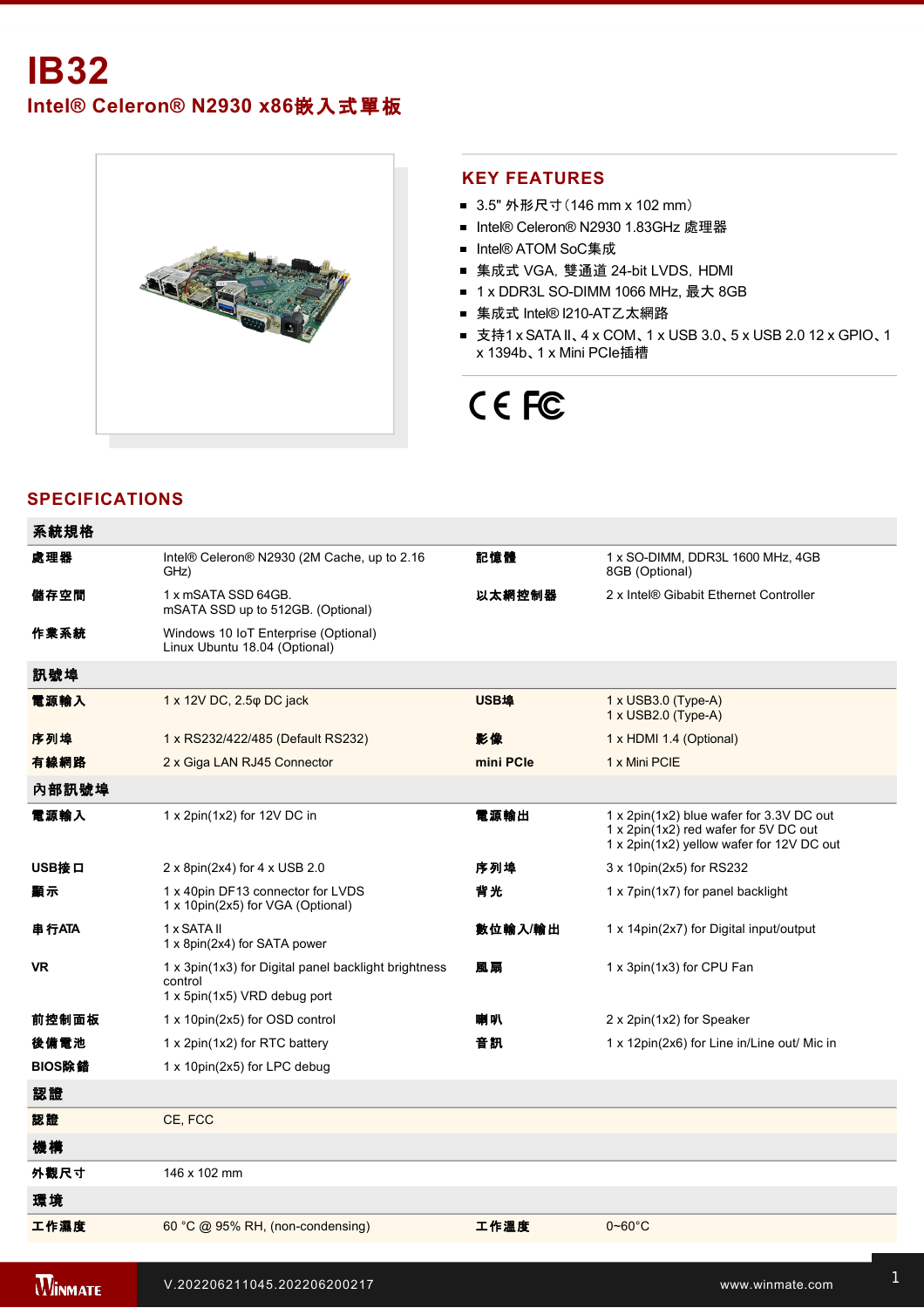# IB32

## Intel® Celeron® N2930 x86嵌入式單板

## KEY FEATURES

- 3.5" 外形尺寸(146 mm x 102 mm)
- Intel® Celeron® N2930 1.83GHz 處理器
- Intel® ATOM SoC集成
- 集成式 VGA, 雙通道 24-bit LVDS, HDMI
- 1 x DDR3L SO-DIMM 1066 MHz, 最大 8GB
- 集成式 Intel® I210-AT乙太網路
- 支持1 x SATA II、4 x COM、1 x USB 3.0、5 x USB 2.0 12 x GPIO、1 x 1394b、1 x Mini PCIe插槽

## SPECIFICATIONS

| 系統規格 | | | |
|---|---|---|---|
| 處理器 | Intel® Celeron® N2930 (2M Cache, up to 2.16 GHz) | 記憶體 | 1 x SO-DIMM, DDR3L 1600 MHz, 4GB<br>8GB (Optional) |
| 儲存空間 | 1 x mSATA SSD 64GB.<br>mSATA SSD up to 512GB. (Optional) | 以太網控制器 | 2 x Intel® Gibabit Ethernet Controller |
| 作業系統 | Windows 10 IoT Enterprise (Optional)<br>Linux Ubuntu 18.04 (Optional) | | |
| **訊號埠** | | | |
| 電源輸入 | 1 x 12V DC, 2.5φ DC jack | USB埠 | 1 x USB3.0 (Type-A)<br>1 x USB2.0 (Type-A) |
| 序列埠 | 1 x RS232/422/485 (Default RS232) | 影像 | 1 x HDMI 1.4 (Optional) |
| 有線網路 | 2 x Giga LAN RJ45 Connector | mini PCIe | 1 x Mini PCIE |
| **內部訊號埠** | | | |
| 電源輸入 | 1 x 2pin(1x2) for 12V DC in | 電源輸出 | 1 x 2pin(1x2) blue wafer for 3.3V DC out<br>1 x 2pin(1x2) red wafer for 5V DC out<br>1 x 2pin(1x2) yellow wafer for 12V DC out |
| USB接口 | 2 x 8pin(2x4) for 4 x USB 2.0 | 序列埠 | 3 x 10pin(2x5) for RS232 |
| 顯示 | 1 x 40pin DF13 connector for LVDS<br>1 x 10pin(2x5) for VGA (Optional) | 背光 | 1 x 7pin(1x7) for panel backlight |
| 串行ATA | 1 x SATA II<br>1 x 8pin(2x4) for SATA power | 數位輸入/輸出 | 1 x 14pin(2x7) for Digital input/output |
| VR | 1 x 3pin(1x3) for Digital panel backlight brightness control<br>1 x 5pin(1x5) VRD debug port | 風扇 | 1 x 3pin(1x3) for CPU Fan |
| 前控制面板 | 1 x 10pin(2x5) for OSD control | 喇叭 | 2 x 2pin(1x2) for Speaker |
| 後備電池 | 1 x 2pin(1x2) for RTC battery | 音訊 | 1 x 12pin(2x6) for Line in/Line out/ Mic in |
| BIOS除錯 | 1 x 10pin(2x5) for LPC debug | | |
| **認證** | | | |
| 認證 | CE, FCC | | |
| **機構** | | | |
| 外觀尺寸 | 146 x 102 mm | | |
| **環境** | | | |
| 工作濕度 | 60 °C @ 95% RH, (non-condensing) | 工作溫度 | 0~60°C |

V.202206211045.202206200217

www.winmate.com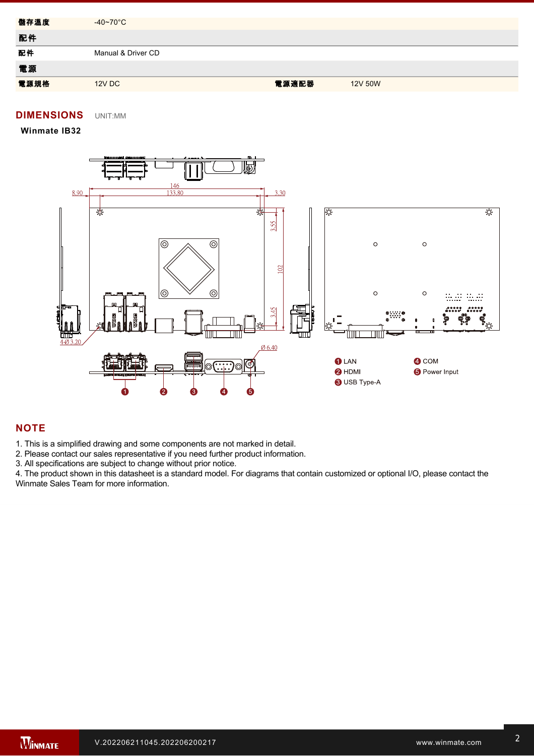| | | | |
|---|---|---|---|
| 儲存溫度 | -40~70°C | | |
| **配件** | | | |
| 配件 | Manual & Driver CD | | |
| **電源** | | | |
| 電源規格 | 12V DC | 電源適配器 | 12V 50W |

## DIMENSIONS UNIT:MM

**Winmate IB32**

146
133.80
8.90
3.30
3.55
102
3.45
4-Ø 3.20
Ø 6.40

1 LAN
2 HDMI
3 USB Type-A
4 COM
5 Power Input

## NOTE

1. This is a simplified drawing and some components are not marked in detail.
2. Please contact our sales representative if you need further product information.
3. All specifications are subject to change without prior notice.
4. The product shown in this datasheet is a standard model. For diagrams that contain customized or optional I/O, please contact the Winmate Sales Team for more information.